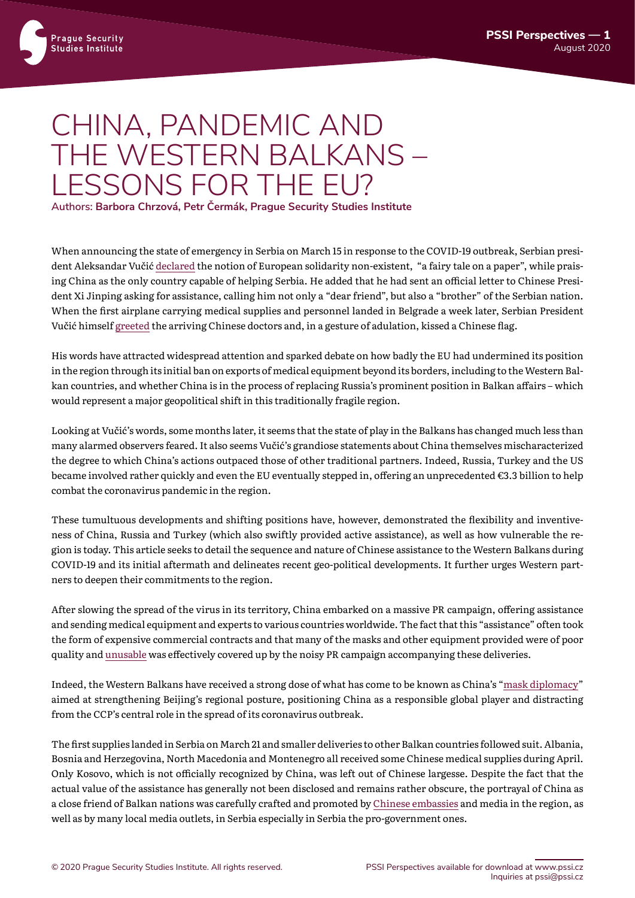# CHINA, PANDEMIC AND THE WESTERN BALKANS – LESSONS FOR THE EU?

Authors: **Barbora Chrzová, Petr Čermák, Prague Security Studies Institute**

When announcing the state of emergency in Serbia on March 15 in response to the COVID-19 outbreak, Serbian president Aleksandar Vučić declared the notion of European solidarity non-existent, "a fairy tale on a paper", while praising China as the only country capable of helping Serbia. He added that he had sent an official letter to Chinese President Xi Jinping asking for assistance, calling him not only a "dear friend", but also a "brother" of the Serbian nation. When the first airplane carrying medical supplies and personnel landed in Belgrade a week later, Serbian President Vučić himself greeted the arriving Chinese doctors and, in a gesture of adulation, kissed a Chinese flag.

His words have attracted widespread attention and sparked debate on how badly the EU had undermined its position in the region through its initial ban on exports of medical equipment beyond its borders, including to the Western Balkan countries, and whether China is in the process of replacing Russia's prominent position in Balkan affairs – which would represent a major geopolitical shift in this traditionally fragile region.

Looking at Vučić's words, some months later, it seems that the state of play in the Balkans has changed much less than many alarmed observers feared. It also seems Vučić's grandiose statements about China themselves mischaracterized the degree to which China's actions outpaced those of other traditional partners. Indeed, Russia, Turkey and the US became involved rather quickly and even the EU eventually stepped in, offering an unprecedented €3.3 billion to help combat the coronavirus pandemic in the region.

These tumultuous developments and shifting positions have, however, demonstrated the flexibility and inventiveness of China, Russia and Turkey (which also swiftly provided active assistance), as well as how vulnerable the region is today. This article seeks to detail the sequence and nature of Chinese assistance to the Western Balkans during COVID-19 and its initial aftermath and delineates recent geo-political developments. It further urges Western partners to deepen their commitments to the region.

After slowing the spread of the virus in its territory, China embarked on a massive PR campaign, offering assistance and sending medical equipment and experts to various countries worldwide. The fact that this "assistance" often took the form of expensive commercial contracts and that many of the masks and other equipment provided were of poor quality and unusable was effectively covered up by the noisy PR campaign accompanying these deliveries.

Indeed, the Western Balkans have received a strong dose of what has come to be known as China's "mask diplomacy" aimed at strengthening Beijing's regional posture, positioning China as a responsible global player and distracting from the CCP's central role in the spread of its coronavirus outbreak.

The first supplies landed in Serbia on March 21 and smaller deliveries to other Balkan countries followed suit. Albania, Bosnia and Herzegovina, North Macedonia and Montenegro all received some Chinese medical supplies during April. Only Kosovo, which is not officially recognized by China, was left out of Chinese largesse. Despite the fact that the actual value of the assistance has generally not been disclosed and remains rather obscure, the portrayal of China as a close friend of Balkan nations was carefully crafted and promoted by Chinese embassies and media in the region, as well as by many local media outlets, in Serbia especially in Serbia the pro-government ones.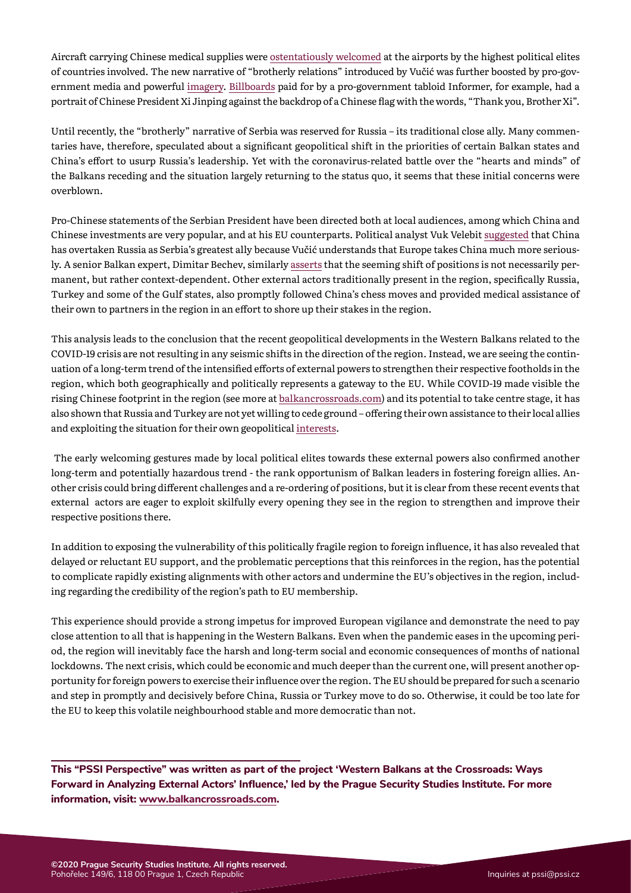Aircraft carrying Chinese medical supplies were ostentatiously welcomed at the airports by the highest political elites of countries involved. The new narrative of "brotherly relations" introduced by Vučić was further boosted by pro-government media and powerful imagery. Billboards paid for by a pro-government tabloid Informer, for example, had a portrait of Chinese President Xi Jinping against the backdrop of a Chinese flag with the words, "Thank you, Brother Xi".

Until recently, the "brotherly" narrative of Serbia was reserved for Russia – its traditional close ally. Many commentaries have, therefore, speculated about a significant geopolitical shift in the priorities of certain Balkan states and China's effort to usurp Russia's leadership. Yet with the coronavirus-related battle over the "hearts and minds" of the Balkans receding and the situation largely returning to the status quo, it seems that these initial concerns were overblown.

Pro-Chinese statements of the Serbian President have been directed both at local audiences, among which China and Chinese investments are very popular, and at his EU counterparts. Political analyst Vuk Velebit suggested that China has overtaken Russia as Serbia's greatest ally because Vučić understands that Europe takes China much more seriously. A senior Balkan expert, Dimitar Bechev, similarly asserts that the seeming shift of positions is not necessarily permanent, but rather context-dependent. Other external actors traditionally present in the region, specifically Russia, Turkey and some of the Gulf states, also promptly followed China's chess moves and provided medical assistance of their own to partners in the region in an effort to shore up their stakes in the region.

This analysis leads to the conclusion that the recent geopolitical developments in the Western Balkans related to the COVID-19 crisis are not resulting in any seismic shifts in the direction of the region. Instead, we are seeing the continuation of a long-term trend of the intensified efforts of external powers to strengthen their respective footholds in the region, which both geographically and politically represents a gateway to the EU. While COVID-19 made visible the rising Chinese footprint in the region (see more at balkancrossroads.com) and its potential to take centre stage, it has also shown that Russia and Turkey are not yet willing to cede ground – offering their own assistance to their local allies and exploiting the situation for their own geopolitical interests.

The early welcoming gestures made by local political elites towards these external powers also confirmed another long-term and potentially hazardous trend - the rank opportunism of Balkan leaders in fostering foreign allies. Another crisis could bring different challenges and a re-ordering of positions, but it is clear from these recent events that external actors are eager to exploit skilfully every opening they see in the region to strengthen and improve their respective positions there.

In addition to exposing the vulnerability of this politically fragile region to foreign influence, it has also revealed that delayed or reluctant EU support, and the problematic perceptions that this reinforces in the region, has the potential to complicate rapidly existing alignments with other actors and undermine the EU's objectives in the region, including regarding the credibility of the region's path to EU membership.

This experience should provide a strong impetus for improved European vigilance and demonstrate the need to pay close attention to all that is happening in the Western Balkans. Even when the pandemic eases in the upcoming period, the region will inevitably face the harsh and long-term social and economic consequences of months of national lockdowns. The next crisis, which could be economic and much deeper than the current one, will present another opportunity for foreign powers to exercise their influence over the region. The EU should be prepared for such a scenario and step in promptly and decisively before China, Russia or Turkey move to do so. Otherwise, it could be too late for the EU to keep this volatile neighbourhood stable and more democratic than not.

---

**This "PSSI Perspective" was written as part of the project 'Western Balkans at the Crossroads: Ways Forward in Analyzing External Actors' Influence,' led by the Prague Security Studies Institute. For more information, visit: www.balkancrossroads.com.**

**©2020 Prague Security Studies Institute. All rights reserved.**
Pohořelec 149/6, 118 00 Prague 1, Czech Republic

Inquiries at pssi@pssi.cz